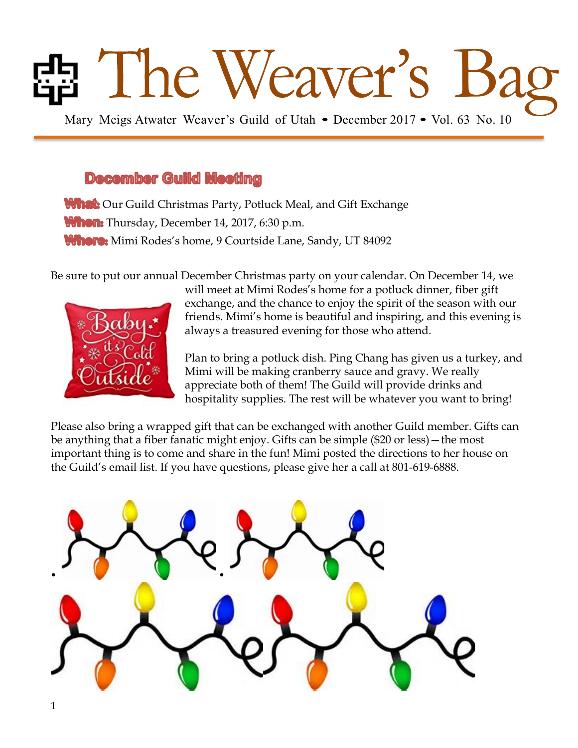# The Weaver's Bag

Mary Meigs Atwater Weaver's Guild of Utah • December 2017 • Vol. 63 No. 10

## December Guild Meeting

**What:** Our Guild Christmas Party, Potluck Meal, and Gift Exchange

**When:** Thursday, December 14, 2017, 6:30 p.m.

**Where:** Mimi Rodes's home, 9 Courtside Lane, Sandy, UT 84092

Be sure to put our annual December Christmas party on your calendar. On December 14, we will meet at Mimi Rodes's home for a potluck dinner, fiber gift exchange, and the chance to enjoy the spirit of the season with our friends. Mimi's home is beautiful and inspiring, and this evening is always a treasured evening for those who attend.

Plan to bring a potluck dish. Ping Chang has given us a turkey, and Mimi will be making cranberry sauce and gravy. We really appreciate both of them! The Guild will provide drinks and hospitality supplies. The rest will be whatever you want to bring!

Please also bring a wrapped gift that can be exchanged with another Guild member. Gifts can be anything that a fiber fanatic might enjoy. Gifts can be simple ($20 or less)—the most important thing is to come and share in the fun! Mimi posted the directions to her house on the Guild's email list. If you have questions, please give her a call at 801-619-6888.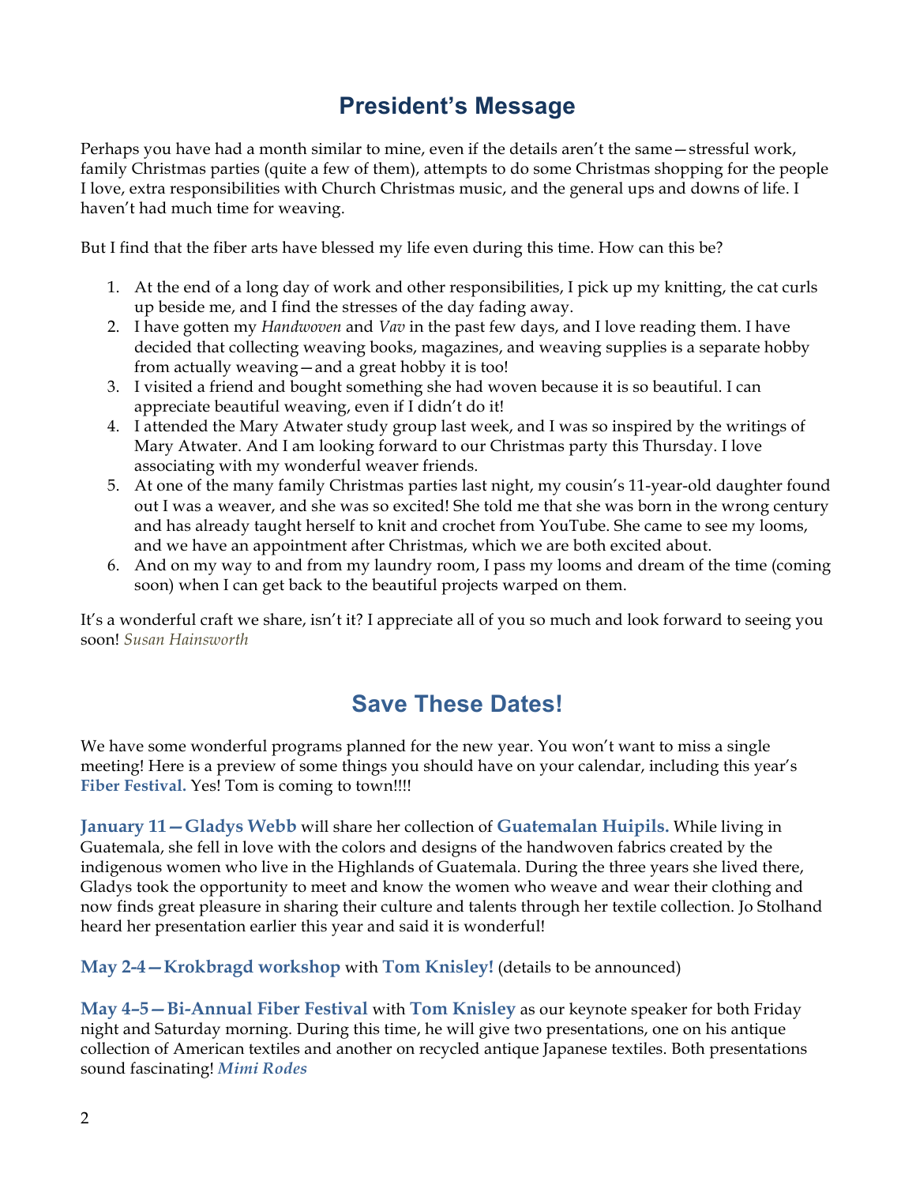## President's Message

Perhaps you have had a month similar to mine, even if the details aren't the same—stressful work, family Christmas parties (quite a few of them), attempts to do some Christmas shopping for the people I love, extra responsibilities with Church Christmas music, and the general ups and downs of life. I haven't had much time for weaving.

But I find that the fiber arts have blessed my life even during this time. How can this be?

1. At the end of a long day of work and other responsibilities, I pick up my knitting, the cat curls up beside me, and I find the stresses of the day fading away.
2. I have gotten my *Handwoven* and *Vav* in the past few days, and I love reading them. I have decided that collecting weaving books, magazines, and weaving supplies is a separate hobby from actually weaving—and a great hobby it is too!
3. I visited a friend and bought something she had woven because it is so beautiful. I can appreciate beautiful weaving, even if I didn't do it!
4. I attended the Mary Atwater study group last week, and I was so inspired by the writings of Mary Atwater. And I am looking forward to our Christmas party this Thursday. I love associating with my wonderful weaver friends.
5. At one of the many family Christmas parties last night, my cousin's 11-year-old daughter found out I was a weaver, and she was so excited! She told me that she was born in the wrong century and has already taught herself to knit and crochet from YouTube. She came to see my looms, and we have an appointment after Christmas, which we are both excited about.
6. And on my way to and from my laundry room, I pass my looms and dream of the time (coming soon) when I can get back to the beautiful projects warped on them.

It's a wonderful craft we share, isn't it? I appreciate all of you so much and look forward to seeing you soon! *Susan Hainsworth*

## Save These Dates!

We have some wonderful programs planned for the new year. You won't want to miss a single meeting! Here is a preview of some things you should have on your calendar, including this year's **Fiber Festival.** Yes! Tom is coming to town!!!!

**January 11—Gladys Webb** will share her collection of **Guatemalan Huipils.** While living in Guatemala, she fell in love with the colors and designs of the handwoven fabrics created by the indigenous women who live in the Highlands of Guatemala. During the three years she lived there, Gladys took the opportunity to meet and know the women who weave and wear their clothing and now finds great pleasure in sharing their culture and talents through her textile collection. Jo Stolhand heard her presentation earlier this year and said it is wonderful!

**May 2-4—Krokbragd workshop** with **Tom Knisley!** (details to be announced)

**May 4–5—Bi-Annual Fiber Festival** with **Tom Knisley** as our keynote speaker for both Friday night and Saturday morning. During this time, he will give two presentations, one on his antique collection of American textiles and another on recycled antique Japanese textiles. Both presentations sound fascinating! ***Mimi Rodes***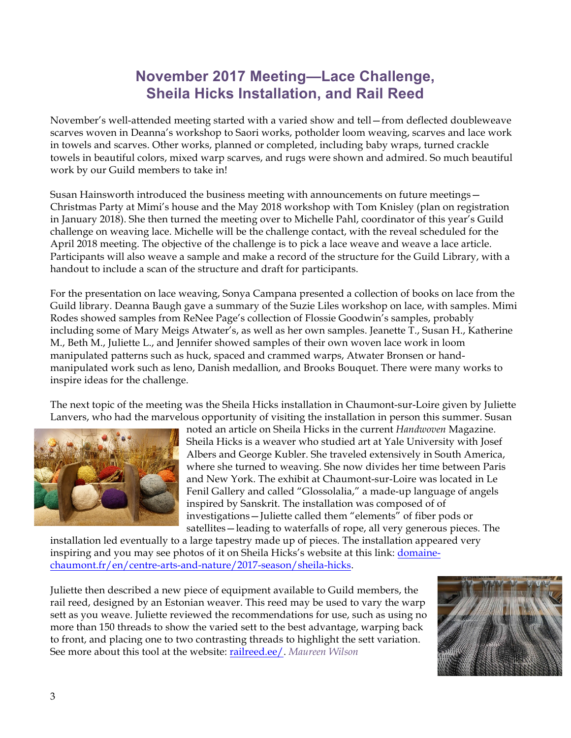# November 2017 Meeting—Lace Challenge, Sheila Hicks Installation, and Rail Reed

November's well-attended meeting started with a varied show and tell—from deflected doubleweave scarves woven in Deanna's workshop to Saori works, potholder loom weaving, scarves and lace work in towels and scarves. Other works, planned or completed, including baby wraps, turned crackle towels in beautiful colors, mixed warp scarves, and rugs were shown and admired. So much beautiful work by our Guild members to take in!

Susan Hainsworth introduced the business meeting with announcements on future meetings—Christmas Party at Mimi's house and the May 2018 workshop with Tom Knisley (plan on registration in January 2018). She then turned the meeting over to Michelle Pahl, coordinator of this year's Guild challenge on weaving lace. Michelle will be the challenge contact, with the reveal scheduled for the April 2018 meeting. The objective of the challenge is to pick a lace weave and weave a lace article. Participants will also weave a sample and make a record of the structure for the Guild Library, with a handout to include a scan of the structure and draft for participants.

For the presentation on lace weaving, Sonya Campana presented a collection of books on lace from the Guild library. Deanna Baugh gave a summary of the Suzie Liles workshop on lace, with samples. Mimi Rodes showed samples from ReNee Page's collection of Flossie Goodwin's samples, probably including some of Mary Meigs Atwater's, as well as her own samples. Jeanette T., Susan H., Katherine M., Beth M., Juliette L., and Jennifer showed samples of their own woven lace work in loom manipulated patterns such as huck, spaced and crammed warps, Atwater Bronsen or hand-manipulated work such as leno, Danish medallion, and Brooks Bouquet. There were many works to inspire ideas for the challenge.

The next topic of the meeting was the Sheila Hicks installation in Chaumont-sur-Loire given by Juliette Lanvers, who had the marvelous opportunity of visiting the installation in person this summer. Susan noted an article on Sheila Hicks in the current *Handwoven* Magazine. Sheila Hicks is a weaver who studied art at Yale University with Josef Albers and George Kubler. She traveled extensively in South America, where she turned to weaving. She now divides her time between Paris and New York. The exhibit at Chaumont-sur-Loire was located in Le Fenil Gallery and called "Glossolalia," a made-up language of angels inspired by Sanskrit. The installation was composed of of investigations—Juliette called them "elements" of fiber pods or satellites—leading to waterfalls of rope, all very generous pieces. The installation led eventually to a large tapestry made up of pieces. The installation appeared very inspiring and you may see photos of it on Sheila Hicks's website at this link: [domaine-chaumont.fr/en/centre-arts-and-nature/2017-season/sheila-hicks](domaine-chaumont.fr/en/centre-arts-and-nature/2017-season/sheila-hicks).

Juliette then described a new piece of equipment available to Guild members, the rail reed, designed by an Estonian weaver. This reed may be used to vary the warp sett as you weave. Juliette reviewed the recommendations for use, such as using no more than 150 threads to show the varied sett to the best advantage, warping back to front, and placing one to two contrasting threads to highlight the sett variation. See more about this tool at the website: [railreed.ee/](railreed.ee/). *Maureen Wilson*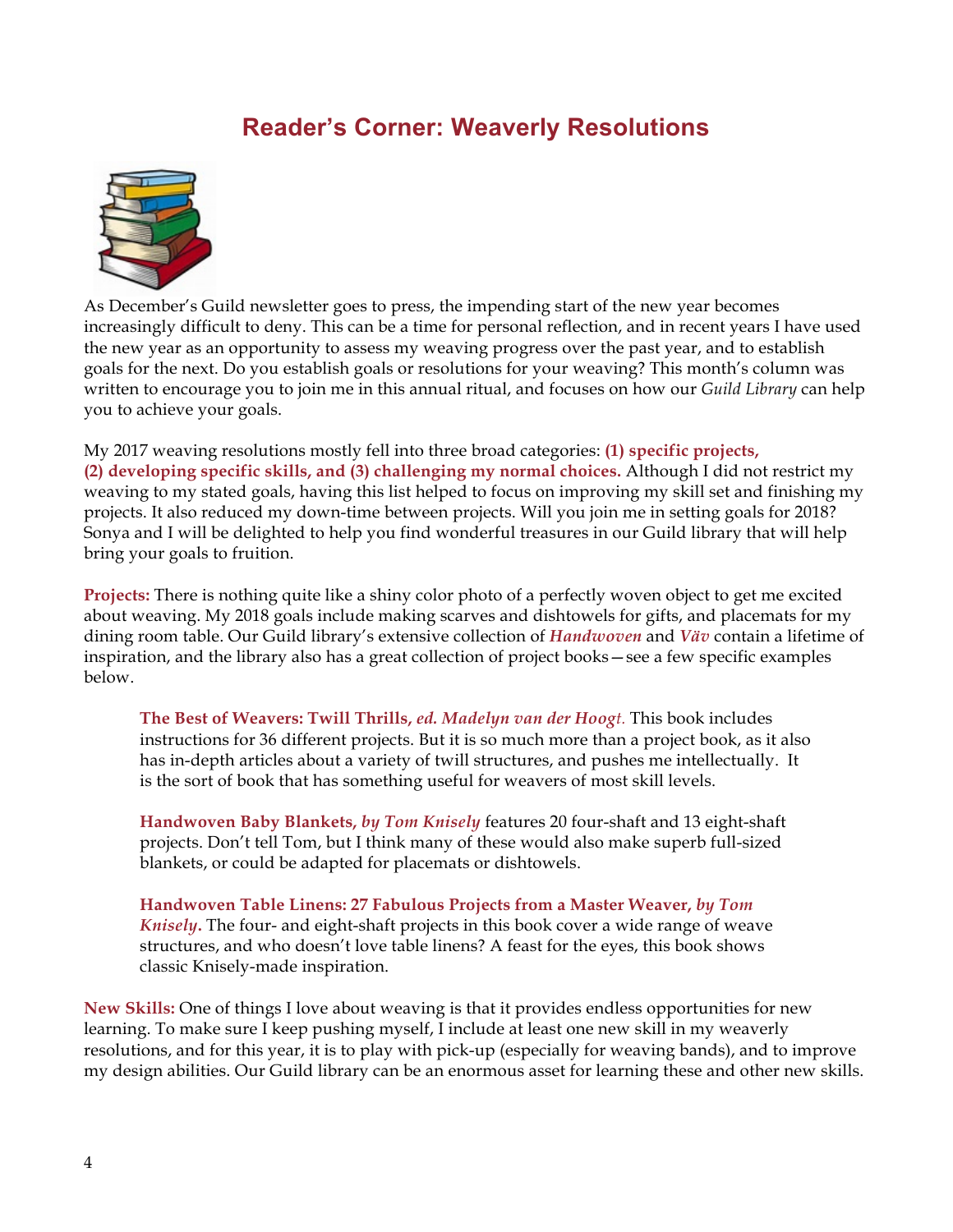# Reader's Corner: Weaverly Resolutions

As December's Guild newsletter goes to press, the impending start of the new year becomes increasingly difficult to deny. This can be a time for personal reflection, and in recent years I have used the new year as an opportunity to assess my weaving progress over the past year, and to establish goals for the next. Do you establish goals or resolutions for your weaving? This month's column was written to encourage you to join me in this annual ritual, and focuses on how our *Guild Library* can help you to achieve your goals.

My 2017 weaving resolutions mostly fell into three broad categories: **(1) specific projects, (2) developing specific skills, and (3) challenging my normal choices.** Although I did not restrict my weaving to my stated goals, having this list helped to focus on improving my skill set and finishing my projects. It also reduced my down-time between projects. Will you join me in setting goals for 2018? Sonya and I will be delighted to help you find wonderful treasures in our Guild library that will help bring your goals to fruition.

**Projects:** There is nothing quite like a shiny color photo of a perfectly woven object to get me excited about weaving. My 2018 goals include making scarves and dishtowels for gifts, and placemats for my dining room table. Our Guild library's extensive collection of ***Handwoven*** and ***Väv*** contain a lifetime of inspiration, and the library also has a great collection of project books—see a few specific examples below.

> **The Best of Weavers: Twill Thrills,** ***ed. Madelyn van der Hoogt.*** This book includes instructions for 36 different projects. But it is so much more than a project book, as it also has in-depth articles about a variety of twill structures, and pushes me intellectually. It is the sort of book that has something useful for weavers of most skill levels.
>
> **Handwoven Baby Blankets,** ***by Tom Knisely*** features 20 four-shaft and 13 eight-shaft projects. Don't tell Tom, but I think many of these would also make superb full-sized blankets, or could be adapted for placemats or dishtowels.
>
> **Handwoven Table Linens: 27 Fabulous Projects from a Master Weaver,** ***by Tom Knisely.*** The four- and eight-shaft projects in this book cover a wide range of weave structures, and who doesn't love table linens? A feast for the eyes, this book shows classic Knisely-made inspiration.

**New Skills:** One of things I love about weaving is that it provides endless opportunities for new learning. To make sure I keep pushing myself, I include at least one new skill in my weaverly resolutions, and for this year, it is to play with pick-up (especially for weaving bands), and to improve my design abilities. Our Guild library can be an enormous asset for learning these and other new skills.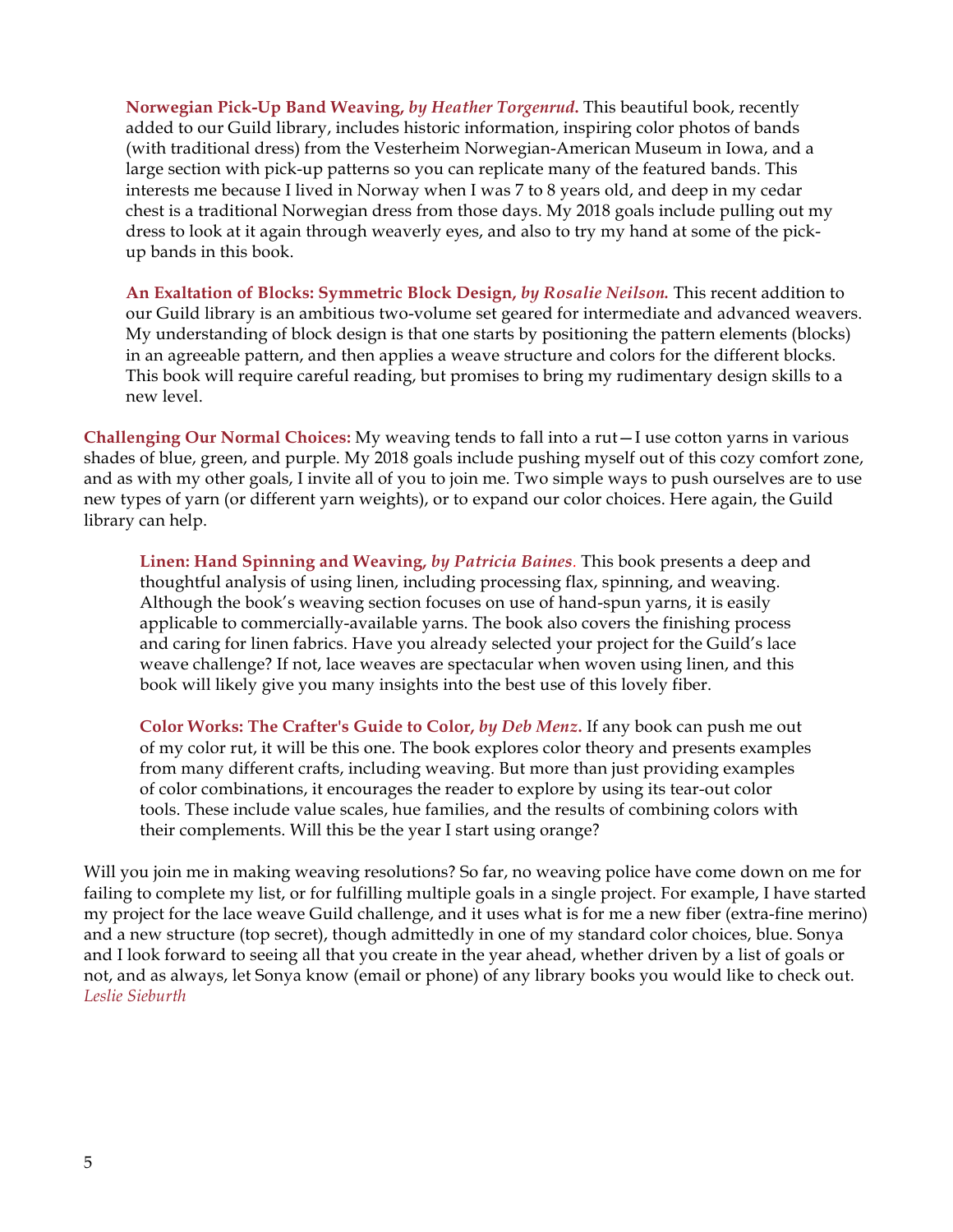**Norwegian Pick-Up Band Weaving, *by Heather Torgenrud*.** This beautiful book, recently added to our Guild library, includes historic information, inspiring color photos of bands (with traditional dress) from the Vesterheim Norwegian-American Museum in Iowa, and a large section with pick-up patterns so you can replicate many of the featured bands. This interests me because I lived in Norway when I was 7 to 8 years old, and deep in my cedar chest is a traditional Norwegian dress from those days. My 2018 goals include pulling out my dress to look at it again through weaverly eyes, and also to try my hand at some of the pick-up bands in this book.

**An Exaltation of Blocks: Symmetric Block Design, *by Rosalie Neilson.*** This recent addition to our Guild library is an ambitious two-volume set geared for intermediate and advanced weavers. My understanding of block design is that one starts by positioning the pattern elements (blocks) in an agreeable pattern, and then applies a weave structure and colors for the different blocks. This book will require careful reading, but promises to bring my rudimentary design skills to a new level.

**Challenging Our Normal Choices:** My weaving tends to fall into a rut—I use cotton yarns in various shades of blue, green, and purple. My 2018 goals include pushing myself out of this cozy comfort zone, and as with my other goals, I invite all of you to join me. Two simple ways to push ourselves are to use new types of yarn (or different yarn weights), or to expand our color choices. Here again, the Guild library can help.

**Linen: Hand Spinning and Weaving, *by Patricia Baines*.** This book presents a deep and thoughtful analysis of using linen, including processing flax, spinning, and weaving. Although the book's weaving section focuses on use of hand-spun yarns, it is easily applicable to commercially-available yarns. The book also covers the finishing process and caring for linen fabrics. Have you already selected your project for the Guild's lace weave challenge? If not, lace weaves are spectacular when woven using linen, and this book will likely give you many insights into the best use of this lovely fiber.

**Color Works: The Crafter's Guide to Color, *by Deb Menz*.** If any book can push me out of my color rut, it will be this one. The book explores color theory and presents examples from many different crafts, including weaving. But more than just providing examples of color combinations, it encourages the reader to explore by using its tear-out color tools. These include value scales, hue families, and the results of combining colors with their complements. Will this be the year I start using orange?

Will you join me in making weaving resolutions? So far, no weaving police have come down on me for failing to complete my list, or for fulfilling multiple goals in a single project. For example, I have started my project for the lace weave Guild challenge, and it uses what is for me a new fiber (extra-fine merino) and a new structure (top secret), though admittedly in one of my standard color choices, blue. Sonya and I look forward to seeing all that you create in the year ahead, whether driven by a list of goals or not, and as always, let Sonya know (email or phone) of any library books you would like to check out.
*Leslie Sieburth*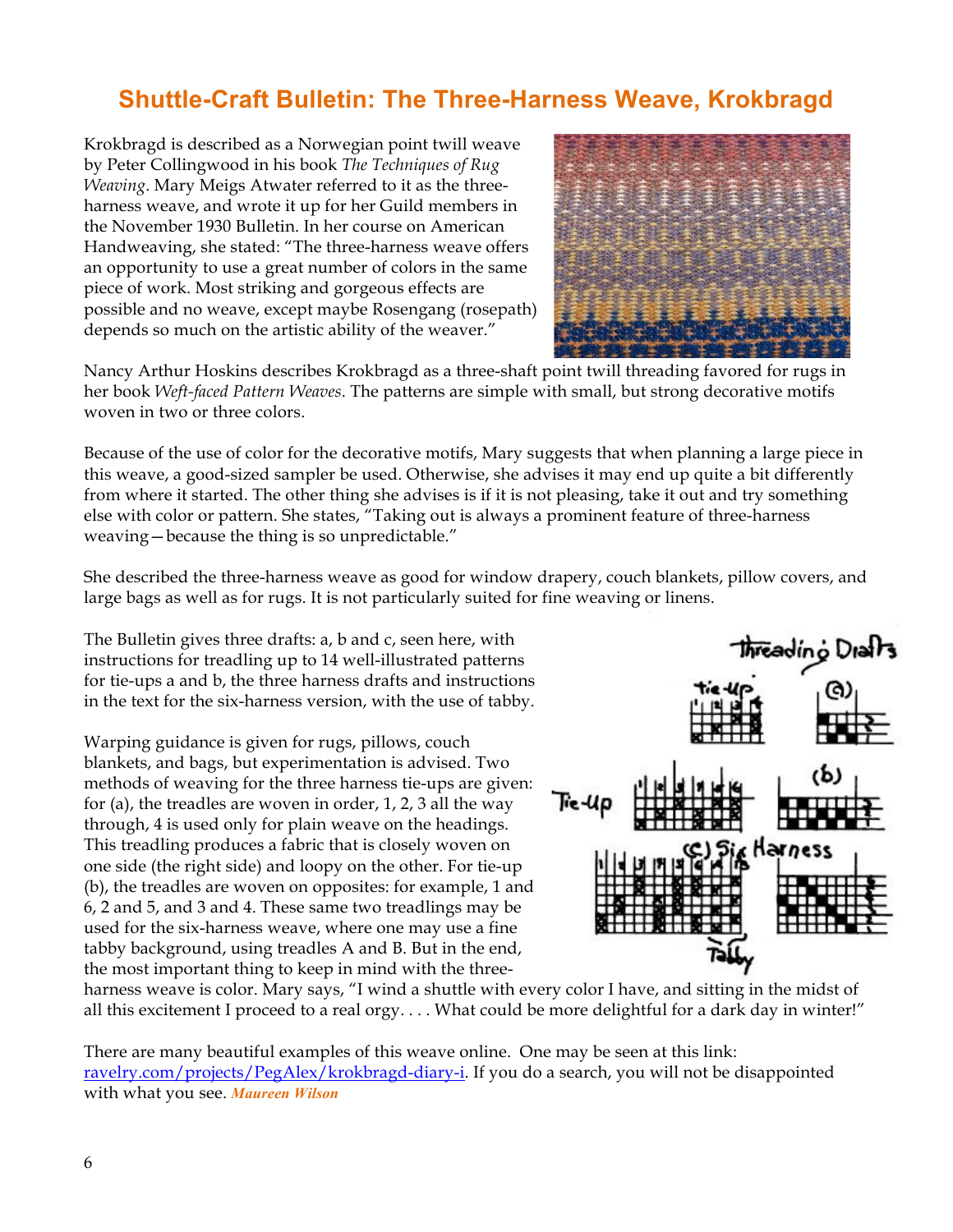# Shuttle-Craft Bulletin: The Three-Harness Weave, Krokbragd

Krokbragd is described as a Norwegian point twill weave by Peter Collingwood in his book *The Techniques of Rug Weaving*. Mary Meigs Atwater referred to it as the three-harness weave, and wrote it up for her Guild members in the November 1930 Bulletin. In her course on American Handweaving, she stated: "The three-harness weave offers an opportunity to use a great number of colors in the same piece of work. Most striking and gorgeous effects are possible and no weave, except maybe Rosengang (rosepath) depends so much on the artistic ability of the weaver."

Nancy Arthur Hoskins describes Krokbragd as a three-shaft point twill threading favored for rugs in her book *Weft-faced Pattern Weaves*. The patterns are simple with small, but strong decorative motifs woven in two or three colors.

Because of the use of color for the decorative motifs, Mary suggests that when planning a large piece in this weave, a good-sized sampler be used. Otherwise, she advises it may end up quite a bit differently from where it started. The other thing she advises is if it is not pleasing, take it out and try something else with color or pattern. She states, "Taking out is always a prominent feature of three-harness weaving—because the thing is so unpredictable."

She described the three-harness weave as good for window drapery, couch blankets, pillow covers, and large bags as well as for rugs. It is not particularly suited for fine weaving or linens.

The Bulletin gives three drafts: a, b and c, seen here, with instructions for treadling up to 14 well-illustrated patterns for tie-ups a and b, the three harness drafts and instructions in the text for the six-harness version, with the use of tabby.

Warping guidance is given for rugs, pillows, couch blankets, and bags, but experimentation is advised. Two methods of weaving for the three harness tie-ups are given: for (a), the treadles are woven in order, 1, 2, 3 all the way through, 4 is used only for plain weave on the headings. This treadling produces a fabric that is closely woven on one side (the right side) and loopy on the other. For tie-up (b), the treadles are woven on opposites: for example, 1 and 6, 2 and 5, and 3 and 4. These same two treadlings may be used for the six-harness weave, where one may use a fine tabby background, using treadles A and B. But in the end, the most important thing to keep in mind with the three-harness weave is color. Mary says, "I wind a shuttle with every color I have, and sitting in the midst of all this excitement I proceed to a real orgy. . . . What could be more delightful for a dark day in winter!"

There are many beautiful examples of this weave online. One may be seen at this link: [ravelry.com/projects/PegAlex/krokbragd-diary-i](ravelry.com/projects/PegAlex/krokbragd-diary-i). If you do a search, you will not be disappointed with what you see. ***Maureen Wilson***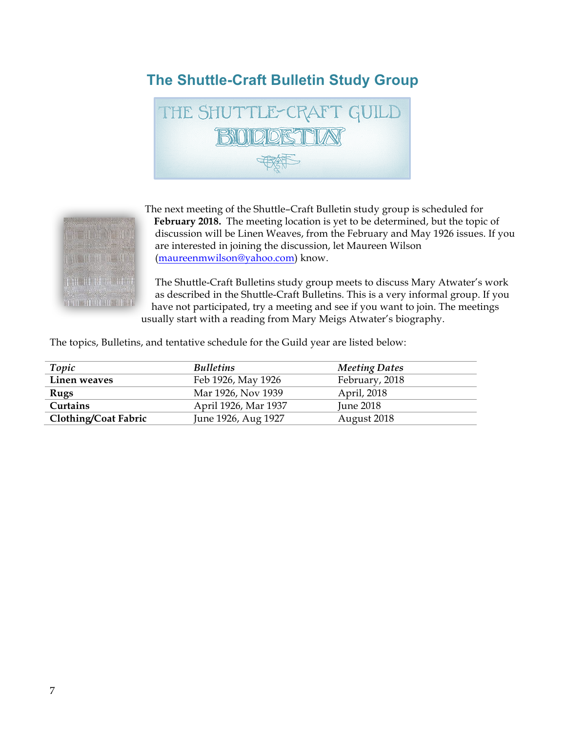## The Shuttle-Craft Bulletin Study Group

The next meeting of the Shuttle–Craft Bulletin study group is scheduled for **February 2018.** The meeting location is yet to be determined, but the topic of discussion will be Linen Weaves, from the February and May 1926 issues. If you are interested in joining the discussion, let Maureen Wilson (maureenmwilson@yahoo.com) know.

The Shuttle-Craft Bulletins study group meets to discuss Mary Atwater's work as described in the Shuttle-Craft Bulletins. This is a very informal group. If you have not participated, try a meeting and see if you want to join. The meetings usually start with a reading from Mary Meigs Atwater's biography.

The topics, Bulletins, and tentative schedule for the Guild year are listed below:

| *Topic* | *Bulletins* | *Meeting Dates* |
|---|---|---|
| **Linen weaves** | Feb 1926, May 1926 | February, 2018 |
| **Rugs** | Mar 1926, Nov 1939 | April, 2018 |
| **Curtains** | April 1926, Mar 1937 | June 2018 |
| **Clothing/Coat Fabric** | June 1926, Aug 1927 | August 2018 |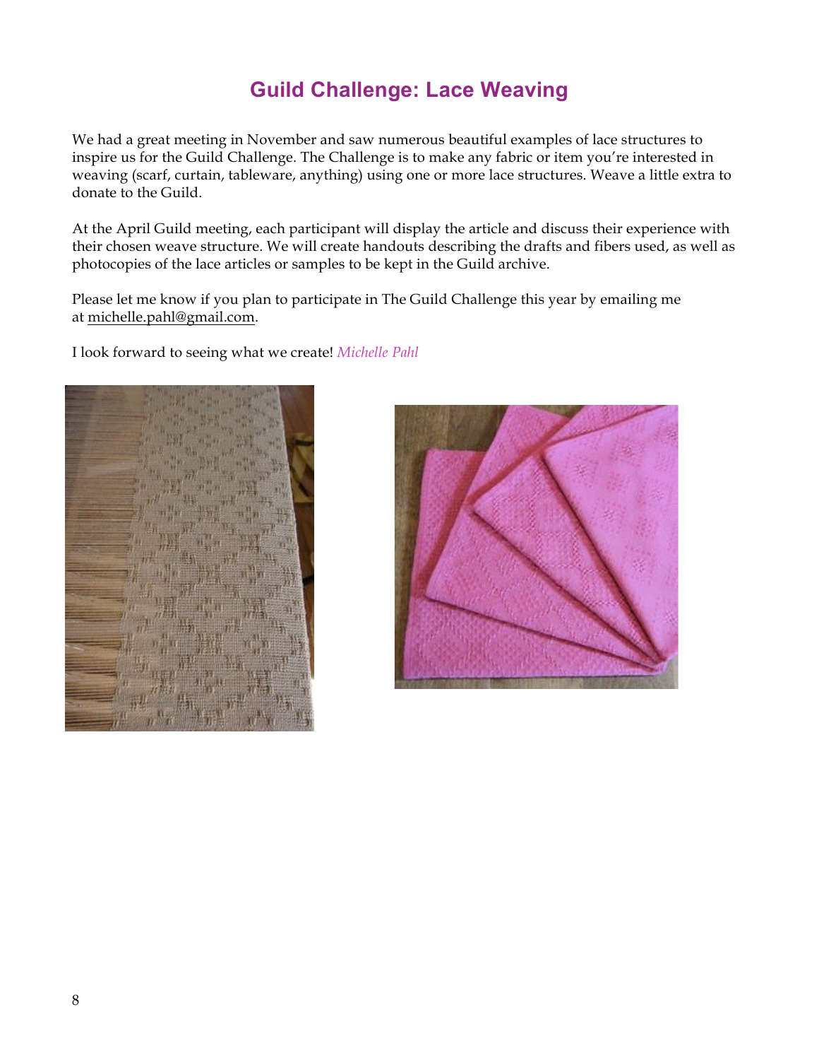# Guild Challenge: Lace Weaving

We had a great meeting in November and saw numerous beautiful examples of lace structures to inspire us for the Guild Challenge. The Challenge is to make any fabric or item you're interested in weaving (scarf, curtain, tableware, anything) using one or more lace structures. Weave a little extra to donate to the Guild.

At the April Guild meeting, each participant will display the article and discuss their experience with their chosen weave structure. We will create handouts describing the drafts and fibers used, as well as photocopies of the lace articles or samples to be kept in the Guild archive.

Please let me know if you plan to participate in The Guild Challenge this year by emailing me at michelle.pahl@gmail.com.

I look forward to seeing what we create! *Michelle Pahl*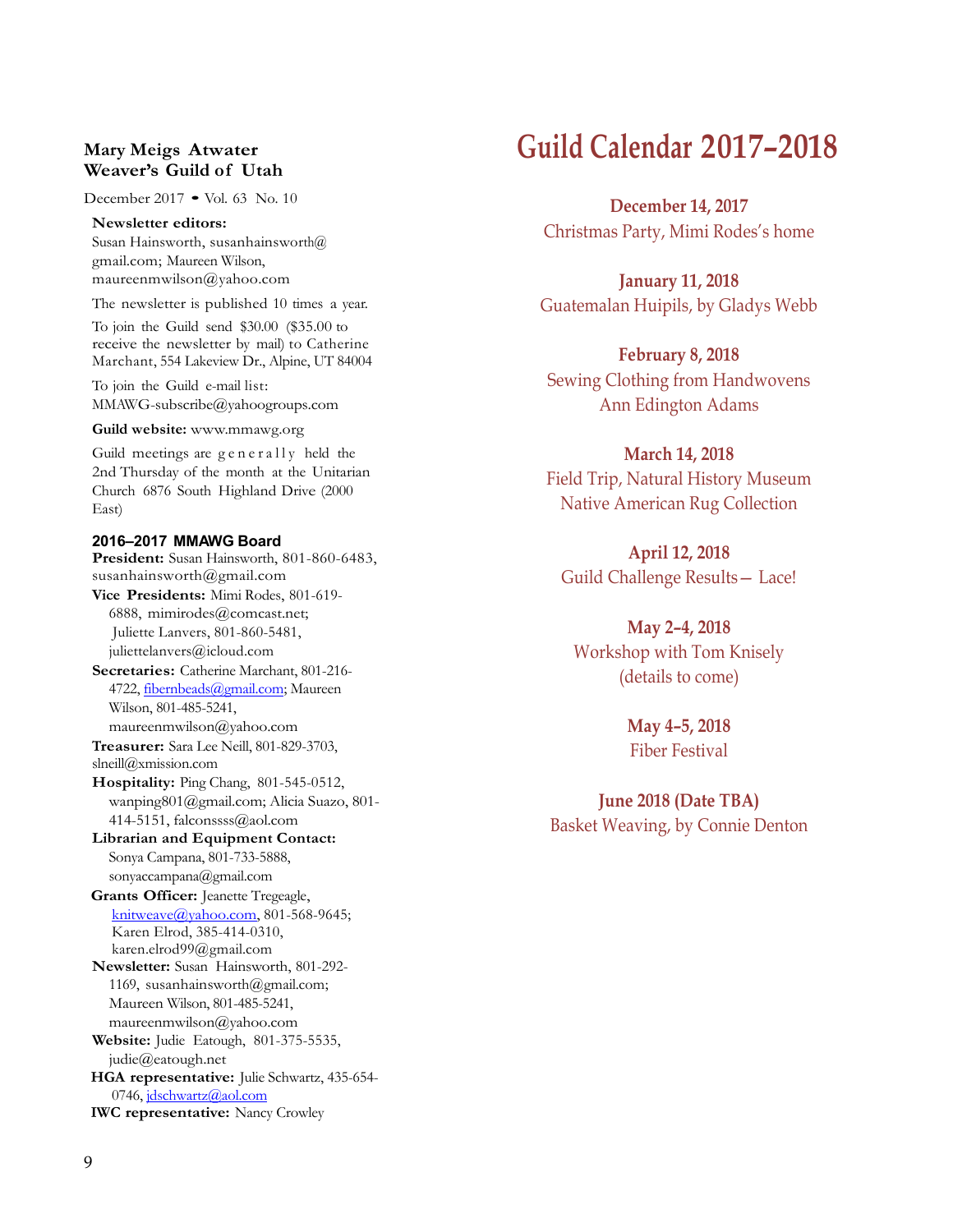**Mary Meigs Atwater Weaver's Guild of Utah**

December 2017 • Vol. 63 No. 10

**Newsletter editors:**
Susan Hainsworth, susanhainsworth@gmail.com; Maureen Wilson, maureenmwilson@yahoo.com

The newsletter is published 10 times a year.

To join the Guild send $30.00 ($35.00 to receive the newsletter by mail) to Catherine Marchant, 554 Lakeview Dr., Alpine, UT 84004

To join the Guild e-mail list: MMAWG-subscribe@yahoogroups.com

**Guild website:** www.mmawg.org

Guild meetings are generally held the 2nd Thursday of the month at the Unitarian Church 6876 South Highland Drive (2000 East)

### 2016–2017 MMAWG Board

**President:** Susan Hainsworth, 801-860-6483, susanhainsworth@gmail.com

**Vice Presidents:** Mimi Rodes, 801-619-6888, mimirodes@comcast.net; Juliette Lanvers, 801-860-5481, juliettelanvers@icloud.com

**Secretaries:** Catherine Marchant, 801-216-4722, fibernbeads@gmail.com; Maureen Wilson, 801-485-5241, maureenmwilson@yahoo.com

**Treasurer:** Sara Lee Neill, 801-829-3703, slneill@xmission.com

**Hospitality:** Ping Chang, 801-545-0512, wanping801@gmail.com; Alicia Suazo, 801-414-5151, falconssss@aol.com

**Librarian and Equipment Contact:** Sonya Campana, 801-733-5888, sonyaccampana@gmail.com

**Grants Officer:** Jeanette Tregeagle, knitweave@yahoo.com, 801-568-9645; Karen Elrod, 385-414-0310, karen.elrod99@gmail.com

**Newsletter:** Susan Hainsworth, 801-292-1169, susanhainsworth@gmail.com; Maureen Wilson, 801-485-5241, maureenmwilson@yahoo.com

**Website:** Judie Eatough, 801-375-5535, judie@eatough.net

**HGA representative:** Julie Schwartz, 435-654-0746, jdschwartz@aol.com

**IWC representative:** Nancy Crowley

# Guild Calendar 2017–2018

**December 14, 2017**
Christmas Party, Mimi Rodes's home

**January 11, 2018**
Guatemalan Huipils, by Gladys Webb

**February 8, 2018**
Sewing Clothing from Handwovens
Ann Edington Adams

**March 14, 2018**
Field Trip, Natural History Museum
Native American Rug Collection

**April 12, 2018**
Guild Challenge Results— Lace!

**May 2–4, 2018**
Workshop with Tom Knisely
(details to come)

**May 4–5, 2018**
Fiber Festival

**June 2018 (Date TBA)**
Basket Weaving, by Connie Denton